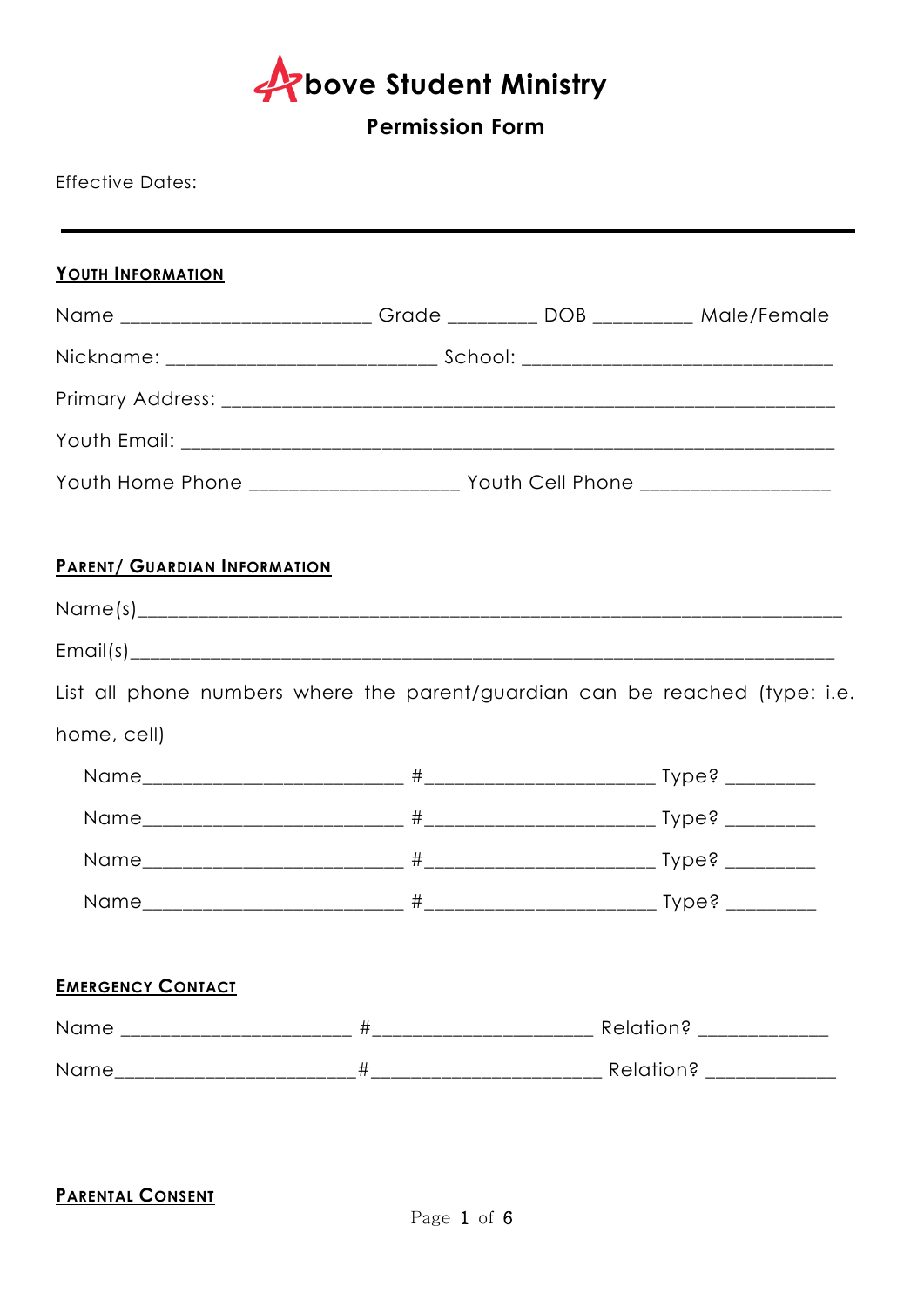# Above Student Ministry

## Permission Form

Effective Dates:

---

### Youth Information

Name ________________________ Grade _________ DOB __________ Male/Female

Nickname: __________________________ School: ______________________________

Primary Address: ___________________________________________________________

Youth Email: ______________________________________________________________

Youth Home Phone ____________________ Youth Cell Phone __________________

### Parent/ Guardian Information

Name(s)___________________________________________________________________

Email(s)__________________________________________________________________

List all phone numbers where the parent/guardian can be reached (type: i.e. home, cell)

Name_________________________ #______________________ Type? _________

Name_________________________ #______________________ Type? _________

Name_________________________ #______________________ Type? _________

Name_________________________ #______________________ Type? _________

### Emergency Contact

Name ______________________ #_____________________ Relation? ____________

Name_______________________#______________________ Relation? ____________

### Parental Consent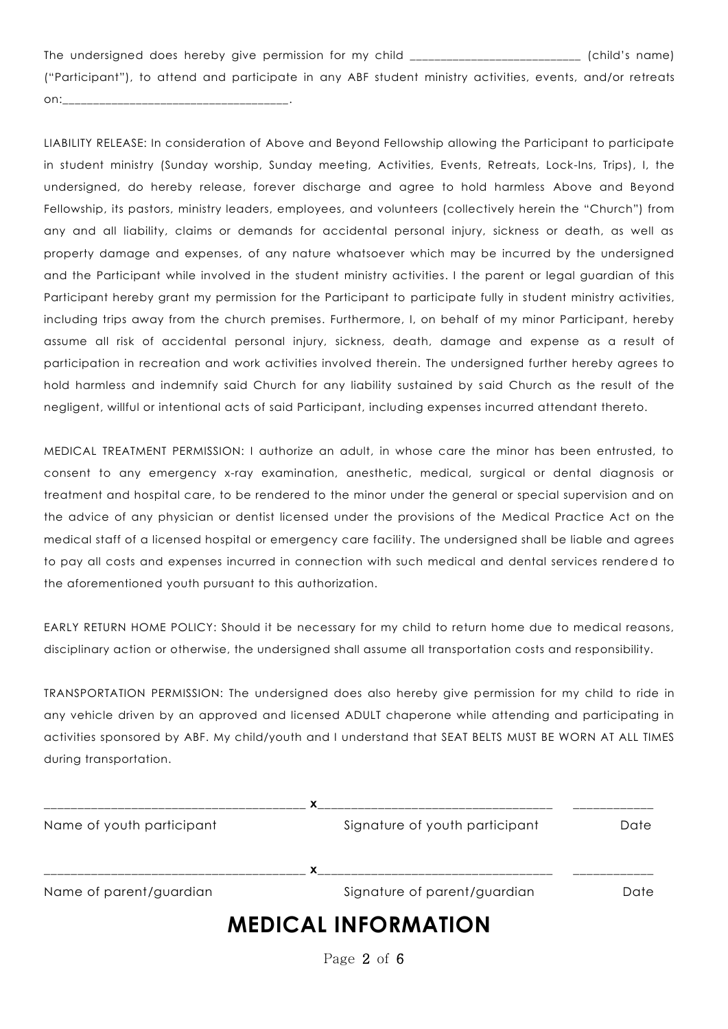The undersigned does hereby give permission for my child \_\_\_\_\_\_\_\_\_\_\_\_\_\_\_\_\_\_\_\_\_\_\_\_\_\_\_\_ (child's name) ("Participant"), to attend and participate in any ABF student ministry activities, events, and/or retreats on:\_\_\_\_\_\_\_\_\_\_\_\_\_\_\_\_\_\_\_\_\_\_\_\_\_\_\_\_\_\_\_\_\_\_\_\_\_\_.

LIABILITY RELEASE: In consideration of Above and Beyond Fellowship allowing the Participant to participate in student ministry (Sunday worship, Sunday meeting, Activities, Events, Retreats, Lock-Ins, Trips), I, the undersigned, do hereby release, forever discharge and agree to hold harmless Above and Beyond Fellowship, its pastors, ministry leaders, employees, and volunteers (collectively herein the "Church") from any and all liability, claims or demands for accidental personal injury, sickness or death, as well as property damage and expenses, of any nature whatsoever which may be incurred by the undersigned and the Participant while involved in the student ministry activities. I the parent or legal guardian of this Participant hereby grant my permission for the Participant to participate fully in student ministry activities, including trips away from the church premises. Furthermore, I, on behalf of my minor Participant, hereby assume all risk of accidental personal injury, sickness, death, damage and expense as a result of participation in recreation and work activities involved therein. The undersigned further hereby agrees to hold harmless and indemnify said Church for any liability sustained by said Church as the result of the negligent, willful or intentional acts of said Participant, including expenses incurred attendant thereto.

MEDICAL TREATMENT PERMISSION: I authorize an adult, in whose care the minor has been entrusted, to consent to any emergency x-ray examination, anesthetic, medical, surgical or dental diagnosis or treatment and hospital care, to be rendered to the minor under the general or special supervision and on the advice of any physician or dentist licensed under the provisions of the Medical Practice Act on the medical staff of a licensed hospital or emergency care facility. The undersigned shall be liable and agrees to pay all costs and expenses incurred in connection with such medical and dental services rendered to the aforementioned youth pursuant to this authorization.

EARLY RETURN HOME POLICY: Should it be necessary for my child to return home due to medical reasons, disciplinary action or otherwise, the undersigned shall assume all transportation costs and responsibility.

TRANSPORTATION PERMISSION: The undersigned does also hereby give permission for my child to ride in any vehicle driven by an approved and licensed ADULT chaperone while attending and participating in activities sponsored by ABF. My child/youth and I understand that SEAT BELTS MUST BE WORN AT ALL TIMES during transportation.

| \_\_\_\_\_\_\_\_\_\_\_\_\_\_\_\_\_\_\_\_\_\_\_\_\_\_\_\_\_\_ | **x**\_\_\_\_\_\_\_\_\_\_\_\_\_\_\_\_\_\_\_\_\_\_\_\_\_\_\_\_\_\_ | \_\_\_\_\_\_\_\_\_\_ |
|---|---|---|
| Name of youth participant | Signature of youth participant | Date |
| \_\_\_\_\_\_\_\_\_\_\_\_\_\_\_\_\_\_\_\_\_\_\_\_\_\_\_\_\_\_ | **x**\_\_\_\_\_\_\_\_\_\_\_\_\_\_\_\_\_\_\_\_\_\_\_\_\_\_\_\_\_\_ | \_\_\_\_\_\_\_\_\_\_ |
| Name of parent/guardian | Signature of parent/guardian | Date |

# MEDICAL INFORMATION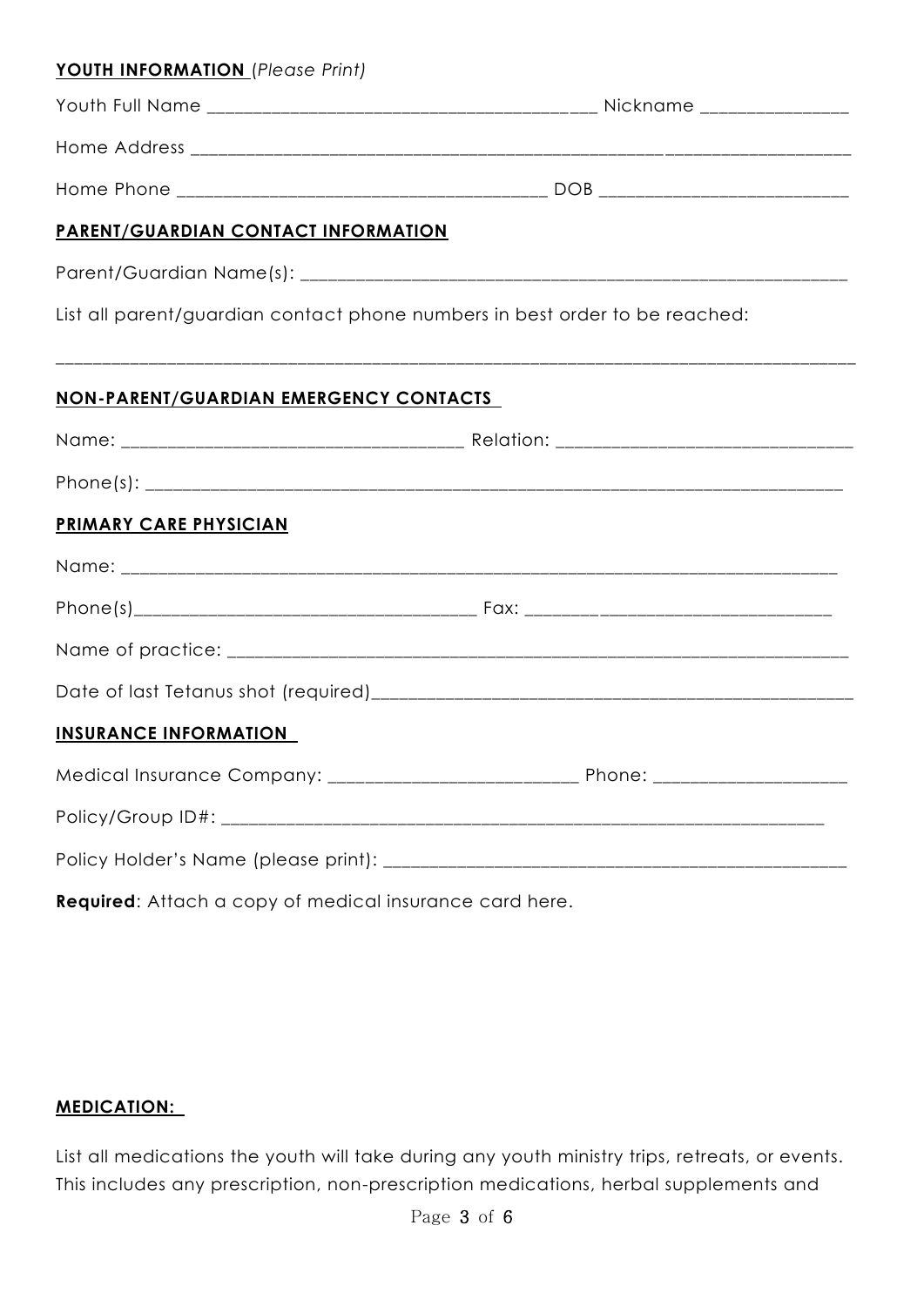**YOUTH INFORMATION** (*Please Print*)

Youth Full Name ________________________________________ Nickname _______________

Home Address ____________________________________________________________________

Home Phone _____________________________________ DOB _________________________

**PARENT/GUARDIAN CONTACT INFORMATION**

Parent/Guardian Name(s): ____________________________________________________________

List all parent/guardian contact phone numbers in best order to be reached:

_____________________________________________________________________________________

**NON-PARENT/GUARDIAN EMERGENCY CONTACTS**

Name: ___________________________________ Relation: ______________________________

Phone(s): ___________________________________________________________________________

**PRIMARY CARE PHYSICIAN**

Name: ______________________________________________________________________________

Phone(s)__________________________________ Fax: ________________________________

Name of practice: ____________________________________________________________________

Date of last Tetanus shot (required)___________________________________________________

**INSURANCE INFORMATION**

Medical Insurance Company: _________________________ Phone: ____________________

Policy/Group ID#: ___________________________________________________________________

Policy Holder's Name (please print): __________________________________________________

**Required**: Attach a copy of medical insurance card here.

**MEDICATION:**

List all medications the youth will take during any youth ministry trips, retreats, or events. This includes any prescription, non-prescription medications, herbal supplements and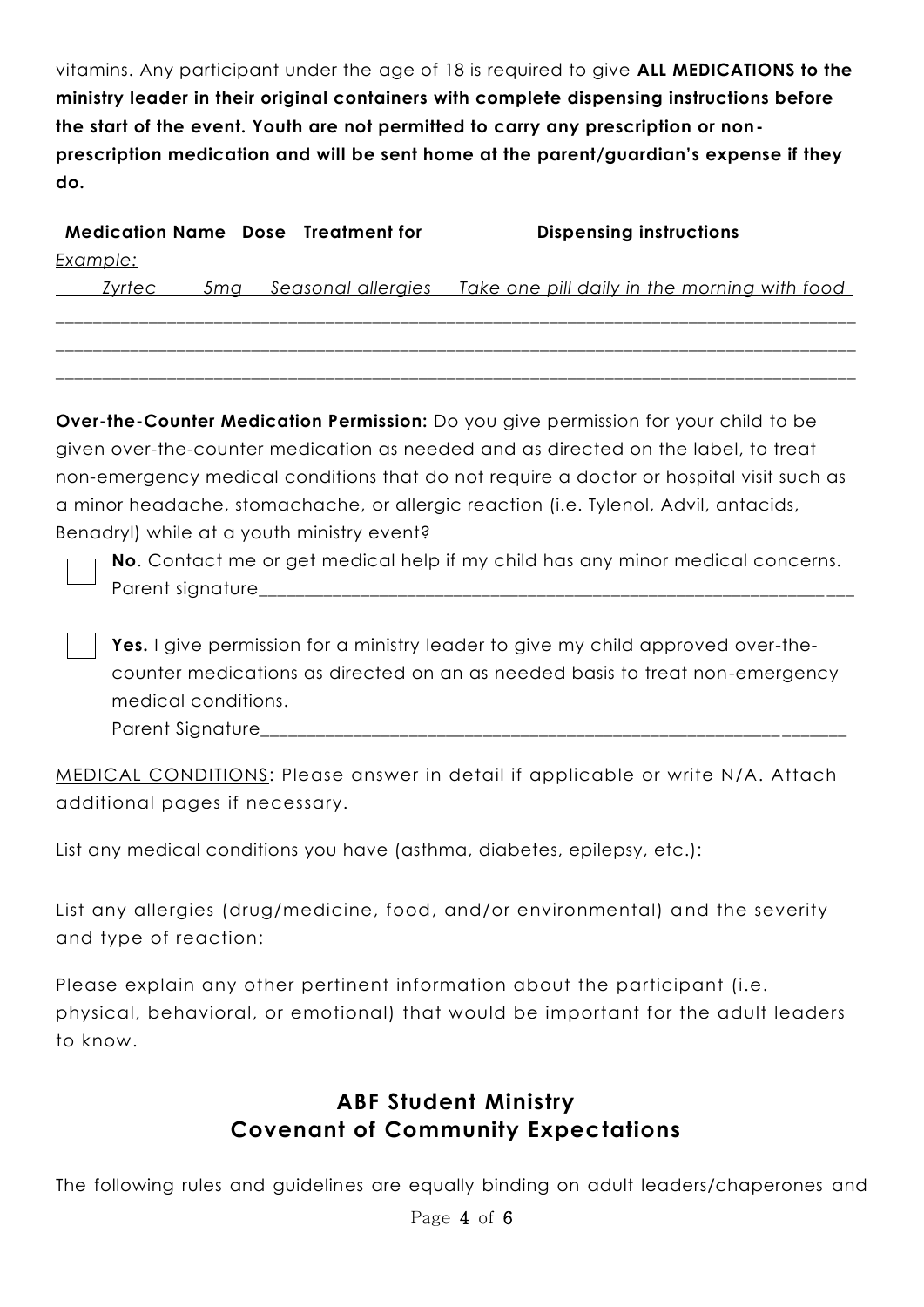vitamins. Any participant under the age of 18 is required to give **ALL MEDICATIONS to the ministry leader in their original containers with complete dispensing instructions before the start of the event. Youth are not permitted to carry any prescription or non-prescription medication and will be sent home at the parent/guardian's expense if they do.**

| Medication Name | Dose | Treatment for | Dispensing instructions |
|---|---|---|---|
| *Example:* | | | |
| *Zyrtec* | *5mg* | *Seasonal allergies* | *Take one pill daily in the morning with food* |
| | | | |
| | | | |
| | | | |

**Over-the-Counter Medication Permission:** Do you give permission for your child to be given over-the-counter medication as needed and as directed on the label, to treat non-emergency medical conditions that do not require a doctor or hospital visit such as a minor headache, stomachache, or allergic reaction (i.e. Tylenol, Advil, antacids, Benadryl) while at a youth ministry event?

☐ **No**. Contact me or get medical help if my child has any minor medical concerns.
Parent signature_______________________________________________________________

☐ **Yes.** I give permission for a ministry leader to give my child approved over-the-counter medications as directed on an as needed basis to treat non-emergency medical conditions.
Parent Signature_______________________________________________________________

MEDICAL CONDITIONS: Please answer in detail if applicable or write N/A. Attach additional pages if necessary.

List any medical conditions you have (asthma, diabetes, epilepsy, etc.):

List any allergies (drug/medicine, food, and/or environmental) and the severity and type of reaction:

Please explain any other pertinent information about the participant (i.e. physical, behavioral, or emotional) that would be important for the adult leaders to know.

## ABF Student Ministry
## Covenant of Community Expectations

The following rules and guidelines are equally binding on adult leaders/chaperones and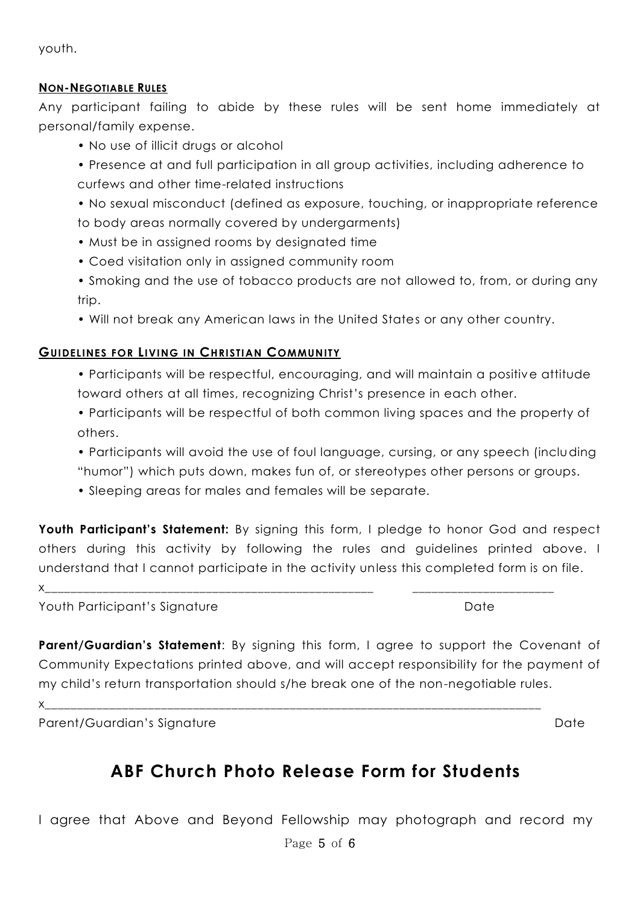youth.

**NON-NEGOTIABLE RULES**

Any participant failing to abide by these rules will be sent home immediately at personal/family expense.

- No use of illicit drugs or alcohol
- Presence at and full participation in all group activities, including adherence to curfews and other time-related instructions
- No sexual misconduct (defined as exposure, touching, or inappropriate reference to body areas normally covered by undergarments)
- Must be in assigned rooms by designated time
- Coed visitation only in assigned community room
- Smoking and the use of tobacco products are not allowed to, from, or during any trip.
- Will not break any American laws in the United States or any other country.

**GUIDELINES FOR LIVING IN CHRISTIAN COMMUNITY**

- Participants will be respectful, encouraging, and will maintain a positive attitude toward others at all times, recognizing Christ's presence in each other.
- Participants will be respectful of both common living spaces and the property of others.
- Participants will avoid the use of foul language, cursing, or any speech (including "humor") which puts down, makes fun of, or stereotypes other persons or groups.
- Sleeping areas for males and females will be separate.

**Youth Participant's Statement:** By signing this form, I pledge to honor God and respect others during this activity by following the rules and guidelines printed above. I understand that I cannot participate in the activity unless this completed form is on file.

x_____________________________________________________ ________________________

Youth Participant's Signature Date

**Parent/Guardian's Statement**: By signing this form, I agree to support the Covenant of Community Expectations printed above, and will accept responsibility for the payment of my child's return transportation should s/he break one of the non-negotiable rules.

x________________________________________________________________________________

Parent/Guardian's Signature Date

## ABF Church Photo Release Form for Students

I agree that Above and Beyond Fellowship may photograph and record my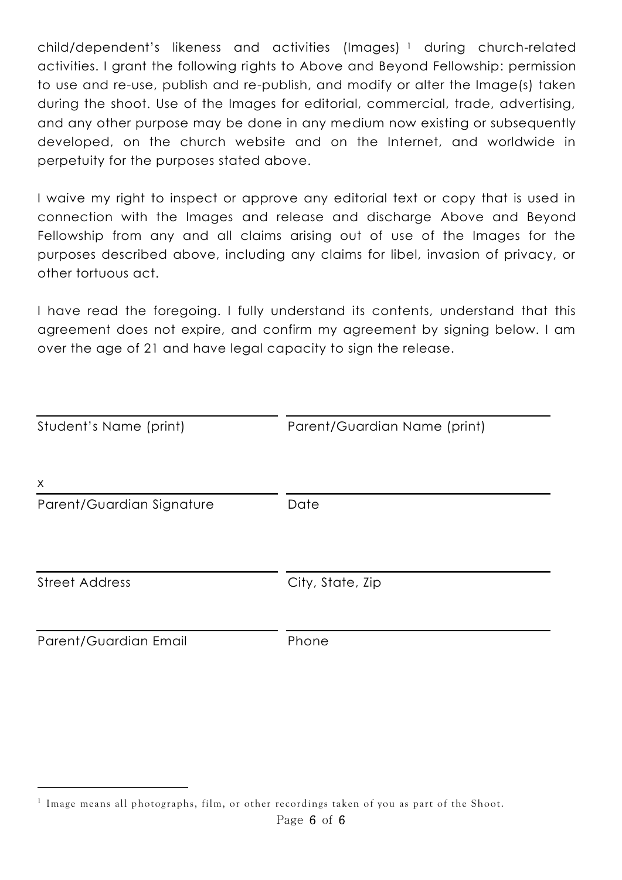child/dependent's likeness and activities (Images) [1] during church-related activities. I grant the following rights to Above and Beyond Fellowship: permission to use and re-use, publish and re-publish, and modify or alter the Image(s) taken during the shoot. Use of the Images for editorial, commercial, trade, advertising, and any other purpose may be done in any medium now existing or subsequently developed, on the church website and on the Internet, and worldwide in perpetuity for the purposes stated above.

I waive my right to inspect or approve any editorial text or copy that is used in connection with the Images and release and discharge Above and Beyond Fellowship from any and all claims arising out of use of the Images for the purposes described above, including any claims for libel, invasion of privacy, or other tortuous act.

I have read the foregoing. I fully understand its contents, understand that this agreement does not expire, and confirm my agreement by signing below. I am over the age of 21 and have legal capacity to sign the release.

| | |
|---|---|
| Student's Name (print) | Parent/Guardian Name (print) |
| x<br>Parent/Guardian Signature | Date |
| Street Address | City, State, Zip |
| Parent/Guardian Email | Phone |

[1] Image means all photographs, film, or other recordings taken of you as part of the Shoot.